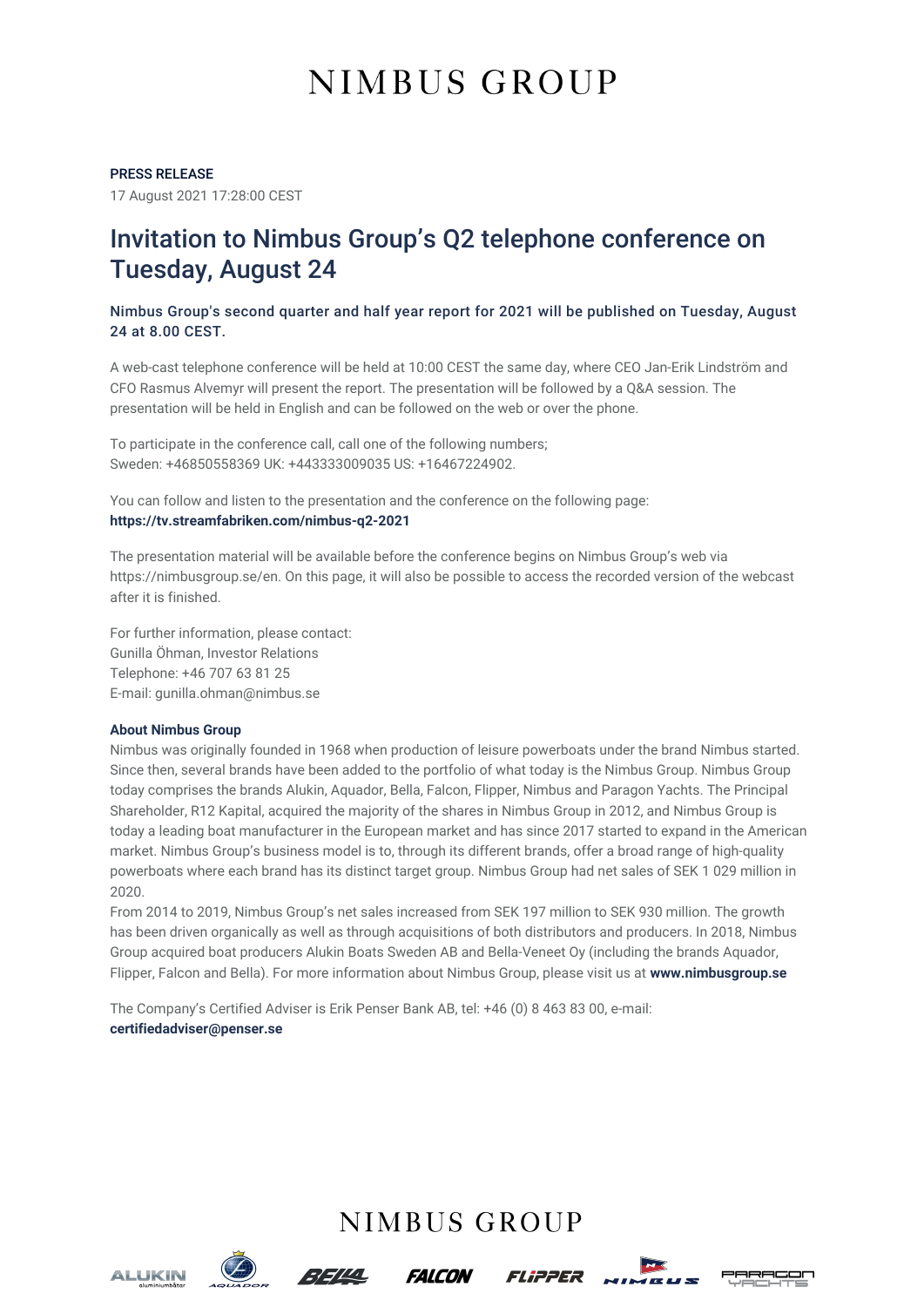# NIMBUS GROUP

PRESS RELEASE

17 August 2021 17:28:00 CEST

## Invitation to Nimbus Group's Q2 telephone conference on Tuesday, August 24

Nimbus Group's second quarter and half year report for 2021 will be published on Tuesday, August 24 at 8.00 CEST.

A web-cast telephone conference will be held at 10:00 CEST the same day, where CEO Jan-Erik Lindström and CFO Rasmus Alvemyr will present the report. The presentation will be followed by a Q&A session. The presentation will be held in English and can be followed on the web or over the phone.

To participate in the conference call, call one of the following numbers;
Sweden: +46850558369 UK: +443333009035 US: +16467224902.

You can follow and listen to the presentation and the conference on the following page:
**https://tv.streamfabriken.com/nimbus-q2-2021**

The presentation material will be available before the conference begins on Nimbus Group's web via https://nimbusgroup.se/en. On this page, it will also be possible to access the recorded version of the webcast after it is finished.

For further information, please contact:
Gunilla Öhman, Investor Relations
Telephone: +46 707 63 81 25
E-mail: gunilla.ohman@nimbus.se

**About Nimbus Group**

Nimbus was originally founded in 1968 when production of leisure powerboats under the brand Nimbus started. Since then, several brands have been added to the portfolio of what today is the Nimbus Group. Nimbus Group today comprises the brands Alukin, Aquador, Bella, Falcon, Flipper, Nimbus and Paragon Yachts. The Principal Shareholder, R12 Kapital, acquired the majority of the shares in Nimbus Group in 2012, and Nimbus Group is today a leading boat manufacturer in the European market and has since 2017 started to expand in the American market. Nimbus Group's business model is to, through its different brands, offer a broad range of high-quality powerboats where each brand has its distinct target group. Nimbus Group had net sales of SEK 1 029 million in 2020.

From 2014 to 2019, Nimbus Group's net sales increased from SEK 197 million to SEK 930 million. The growth has been driven organically as well as through acquisitions of both distributors and producers. In 2018, Nimbus Group acquired boat producers Alukin Boats Sweden AB and Bella-Veneet Oy (including the brands Aquador, Flipper, Falcon and Bella). For more information about Nimbus Group, please visit us at **www.nimbusgroup.se**

The Company's Certified Adviser is Erik Penser Bank AB, tel: +46 (0) 8 463 83 00, e-mail: **certifiedadviser@penser.se**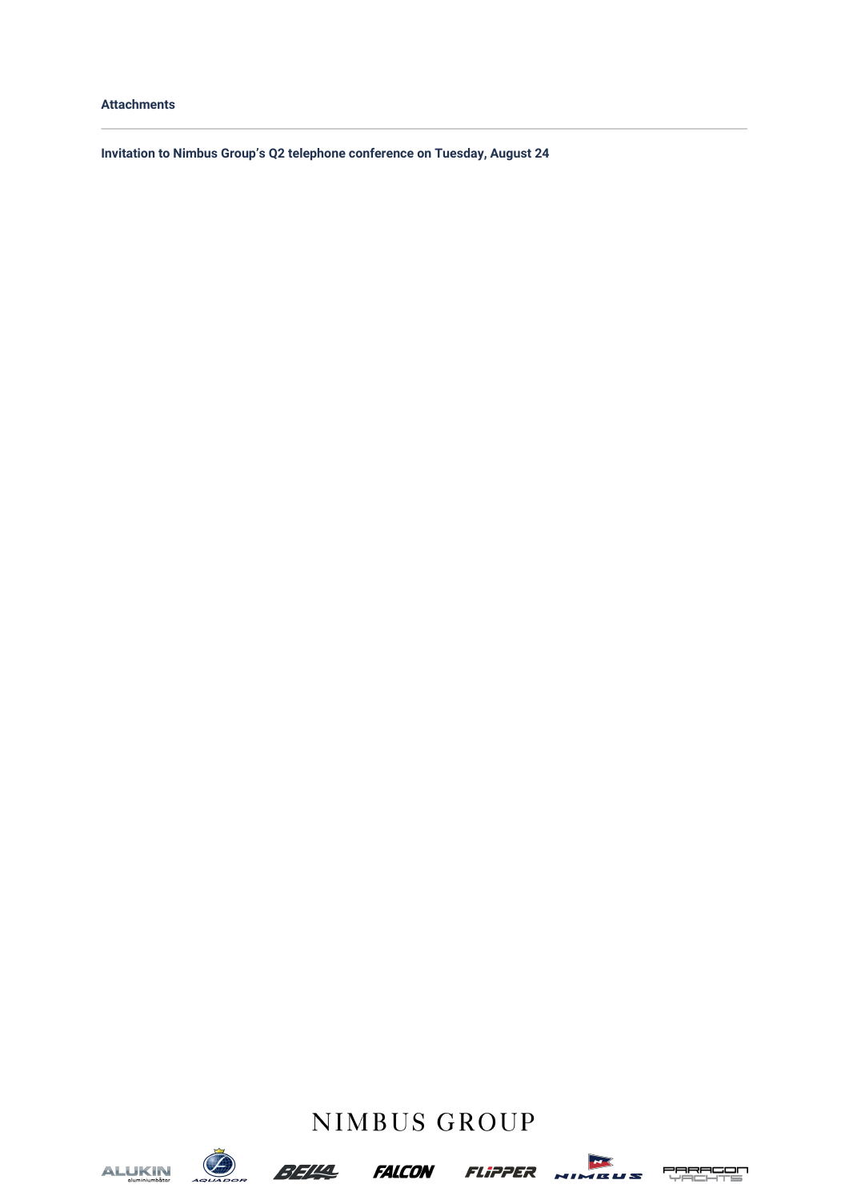**Attachments**

---

**Invitation to Nimbus Group's Q2 telephone conference on Tuesday, August 24**